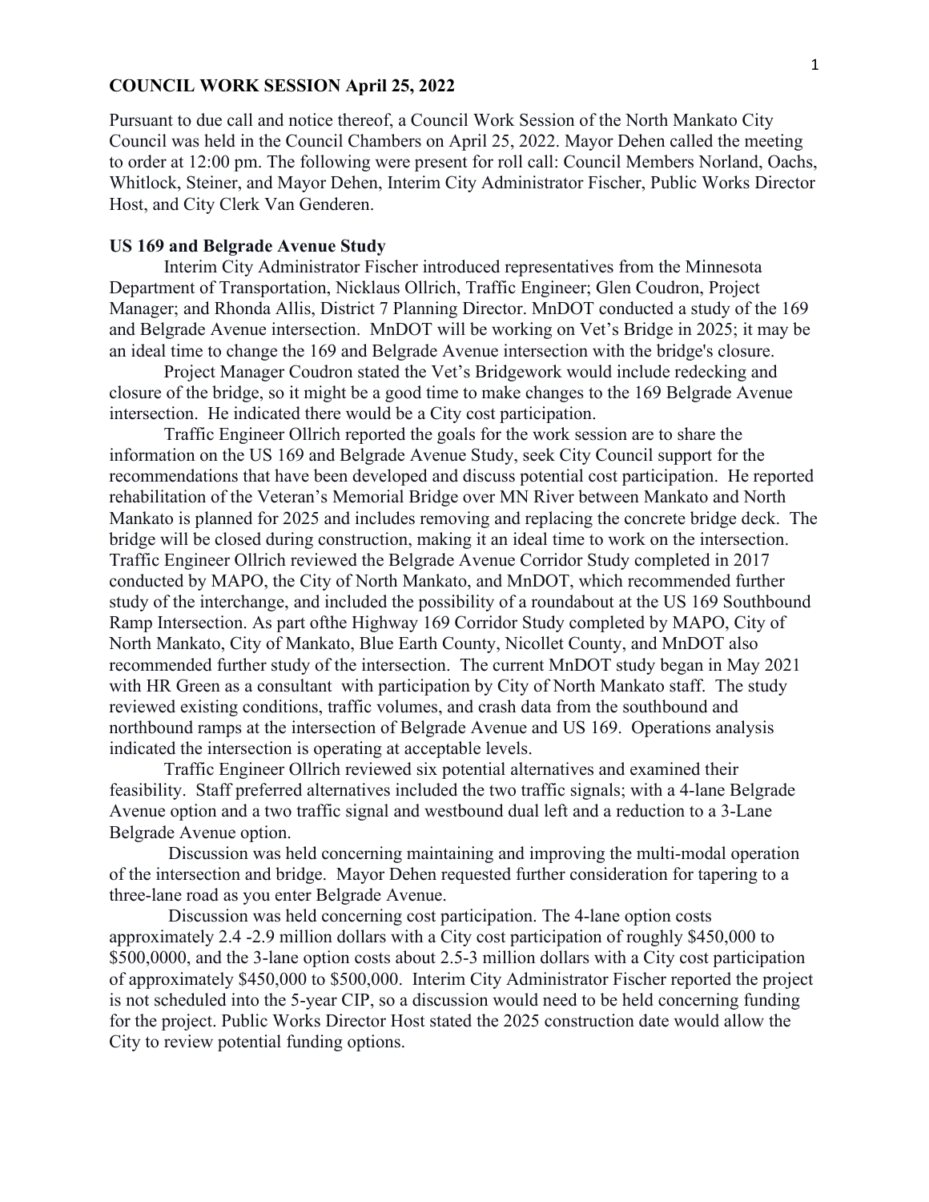**COUNCIL WORK SESSION April 25, 2022**

Pursuant to due call and notice thereof, a Council Work Session of the North Mankato City Council was held in the Council Chambers on April 25, 2022. Mayor Dehen called the meeting to order at 12:00 pm. The following were present for roll call: Council Members Norland, Oachs, Whitlock, Steiner, and Mayor Dehen, Interim City Administrator Fischer, Public Works Director Host, and City Clerk Van Genderen.

**US 169 and Belgrade Avenue Study**

Interim City Administrator Fischer introduced representatives from the Minnesota Department of Transportation, Nicklaus Ollrich, Traffic Engineer; Glen Coudron, Project Manager; and Rhonda Allis, District 7 Planning Director. MnDOT conducted a study of the 169 and Belgrade Avenue intersection. MnDOT will be working on Vet's Bridge in 2025; it may be an ideal time to change the 169 and Belgrade Avenue intersection with the bridge's closure.

Project Manager Coudron stated the Vet's Bridgework would include redecking and closure of the bridge, so it might be a good time to make changes to the 169 Belgrade Avenue intersection. He indicated there would be a City cost participation.

Traffic Engineer Ollrich reported the goals for the work session are to share the information on the US 169 and Belgrade Avenue Study, seek City Council support for the recommendations that have been developed and discuss potential cost participation. He reported rehabilitation of the Veteran's Memorial Bridge over MN River between Mankato and North Mankato is planned for 2025 and includes removing and replacing the concrete bridge deck. The bridge will be closed during construction, making it an ideal time to work on the intersection. Traffic Engineer Ollrich reviewed the Belgrade Avenue Corridor Study completed in 2017 conducted by MAPO, the City of North Mankato, and MnDOT, which recommended further study of the interchange, and included the possibility of a roundabout at the US 169 Southbound Ramp Intersection. As part ofthe Highway 169 Corridor Study completed by MAPO, City of North Mankato, City of Mankato, Blue Earth County, Nicollet County, and MnDOT also recommended further study of the intersection. The current MnDOT study began in May 2021 with HR Green as a consultant with participation by City of North Mankato staff. The study reviewed existing conditions, traffic volumes, and crash data from the southbound and northbound ramps at the intersection of Belgrade Avenue and US 169. Operations analysis indicated the intersection is operating at acceptable levels.

Traffic Engineer Ollrich reviewed six potential alternatives and examined their feasibility. Staff preferred alternatives included the two traffic signals; with a 4-lane Belgrade Avenue option and a two traffic signal and westbound dual left and a reduction to a 3-Lane Belgrade Avenue option.

Discussion was held concerning maintaining and improving the multi-modal operation of the intersection and bridge. Mayor Dehen requested further consideration for tapering to a three-lane road as you enter Belgrade Avenue.

Discussion was held concerning cost participation. The 4-lane option costs approximately 2.4 -2.9 million dollars with a City cost participation of roughly $450,000 to $500,0000, and the 3-lane option costs about 2.5-3 million dollars with a City cost participation of approximately $450,000 to $500,000. Interim City Administrator Fischer reported the project is not scheduled into the 5-year CIP, so a discussion would need to be held concerning funding for the project. Public Works Director Host stated the 2025 construction date would allow the City to review potential funding options.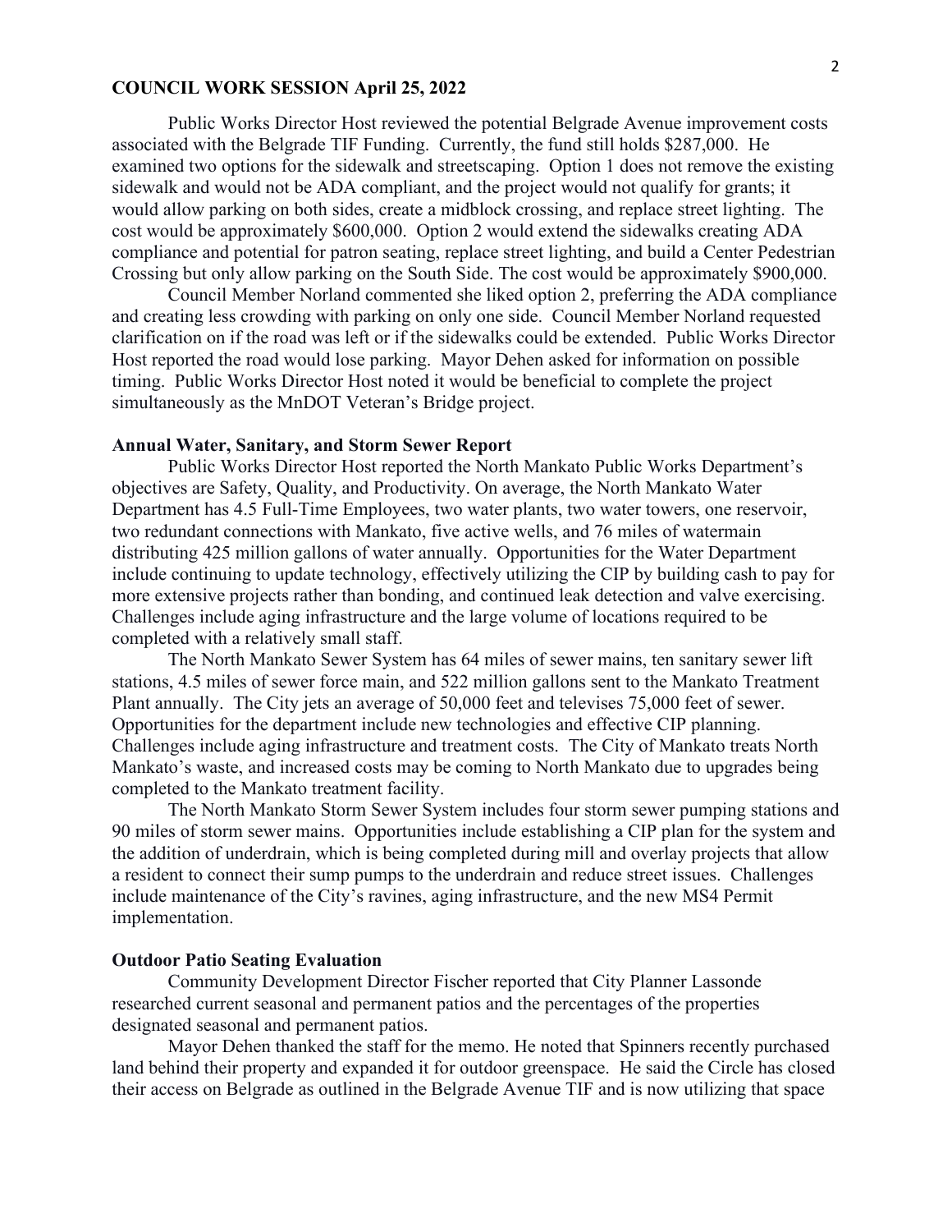**COUNCIL WORK SESSION April 25, 2022**

Public Works Director Host reviewed the potential Belgrade Avenue improvement costs associated with the Belgrade TIF Funding. Currently, the fund still holds $287,000. He examined two options for the sidewalk and streetscaping. Option 1 does not remove the existing sidewalk and would not be ADA compliant, and the project would not qualify for grants; it would allow parking on both sides, create a midblock crossing, and replace street lighting. The cost would be approximately $600,000. Option 2 would extend the sidewalks creating ADA compliance and potential for patron seating, replace street lighting, and build a Center Pedestrian Crossing but only allow parking on the South Side. The cost would be approximately $900,000.

Council Member Norland commented she liked option 2, preferring the ADA compliance and creating less crowding with parking on only one side. Council Member Norland requested clarification on if the road was left or if the sidewalks could be extended. Public Works Director Host reported the road would lose parking. Mayor Dehen asked for information on possible timing. Public Works Director Host noted it would be beneficial to complete the project simultaneously as the MnDOT Veteran's Bridge project.

**Annual Water, Sanitary, and Storm Sewer Report**

Public Works Director Host reported the North Mankato Public Works Department's objectives are Safety, Quality, and Productivity. On average, the North Mankato Water Department has 4.5 Full-Time Employees, two water plants, two water towers, one reservoir, two redundant connections with Mankato, five active wells, and 76 miles of watermain distributing 425 million gallons of water annually. Opportunities for the Water Department include continuing to update technology, effectively utilizing the CIP by building cash to pay for more extensive projects rather than bonding, and continued leak detection and valve exercising. Challenges include aging infrastructure and the large volume of locations required to be completed with a relatively small staff.

The North Mankato Sewer System has 64 miles of sewer mains, ten sanitary sewer lift stations, 4.5 miles of sewer force main, and 522 million gallons sent to the Mankato Treatment Plant annually. The City jets an average of 50,000 feet and televises 75,000 feet of sewer. Opportunities for the department include new technologies and effective CIP planning. Challenges include aging infrastructure and treatment costs. The City of Mankato treats North Mankato's waste, and increased costs may be coming to North Mankato due to upgrades being completed to the Mankato treatment facility.

The North Mankato Storm Sewer System includes four storm sewer pumping stations and 90 miles of storm sewer mains. Opportunities include establishing a CIP plan for the system and the addition of underdrain, which is being completed during mill and overlay projects that allow a resident to connect their sump pumps to the underdrain and reduce street issues. Challenges include maintenance of the City's ravines, aging infrastructure, and the new MS4 Permit implementation.

**Outdoor Patio Seating Evaluation**

Community Development Director Fischer reported that City Planner Lassonde researched current seasonal and permanent patios and the percentages of the properties designated seasonal and permanent patios.

Mayor Dehen thanked the staff for the memo. He noted that Spinners recently purchased land behind their property and expanded it for outdoor greenspace. He said the Circle has closed their access on Belgrade as outlined in the Belgrade Avenue TIF and is now utilizing that space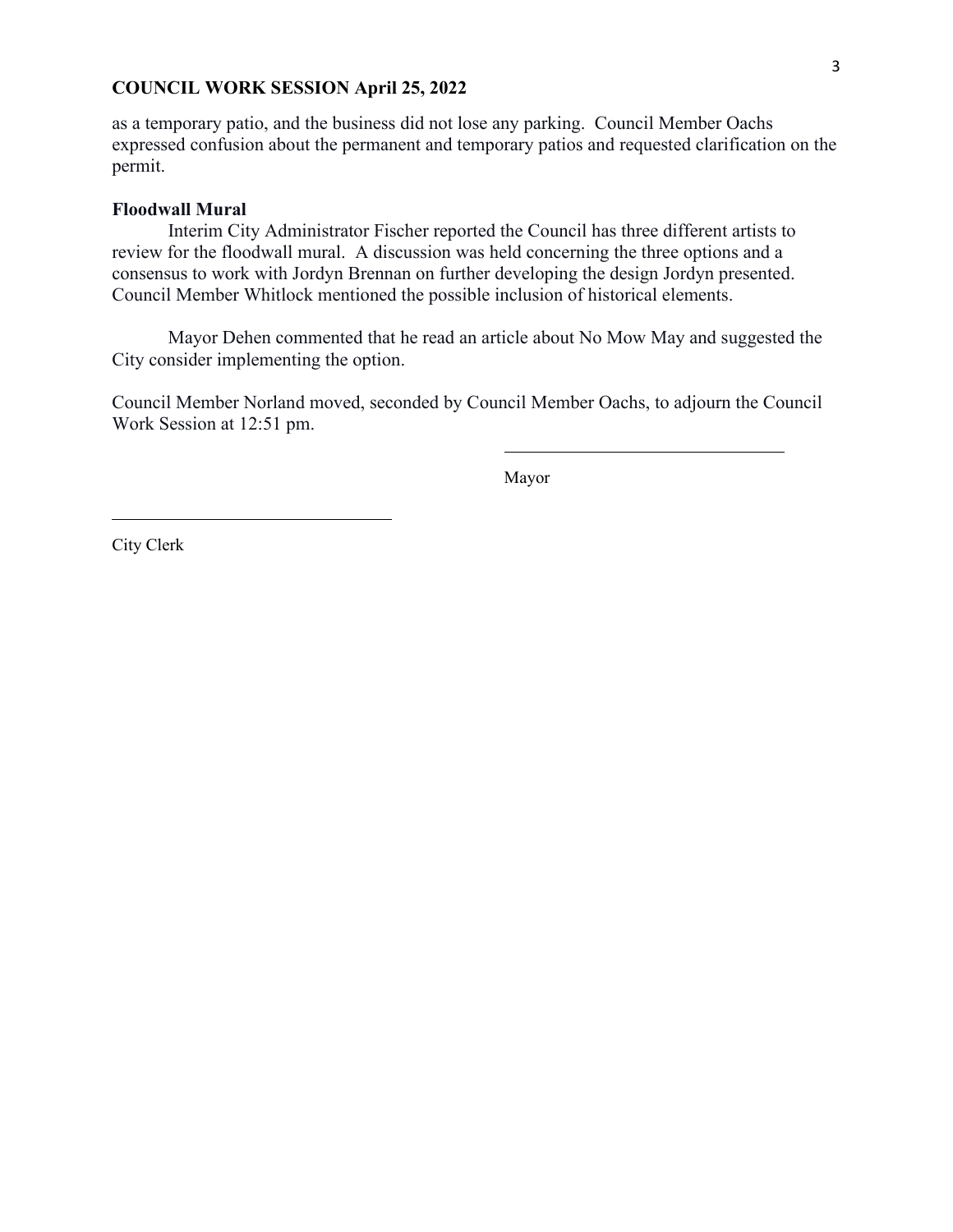as a temporary patio, and the business did not lose any parking. Council Member Oachs expressed confusion about the permanent and temporary patios and requested clarification on the permit.

**Floodwall Mural**

Interim City Administrator Fischer reported the Council has three different artists to review for the floodwall mural. A discussion was held concerning the three options and a consensus to work with Jordyn Brennan on further developing the design Jordyn presented. Council Member Whitlock mentioned the possible inclusion of historical elements.

Mayor Dehen commented that he read an article about No Mow May and suggested the City consider implementing the option.

Council Member Norland moved, seconded by Council Member Oachs, to adjourn the Council Work Session at 12:51 pm.

\_\_\_\_\_\_\_\_\_\_\_\_\_\_\_\_\_\_\_\_\_\_\_\_\_\_\_\_\_\_\_\_

Mayor

\_\_\_\_\_\_\_\_\_\_\_\_\_\_\_\_\_\_\_\_\_\_\_\_\_\_\_\_\_\_\_\_

City Clerk